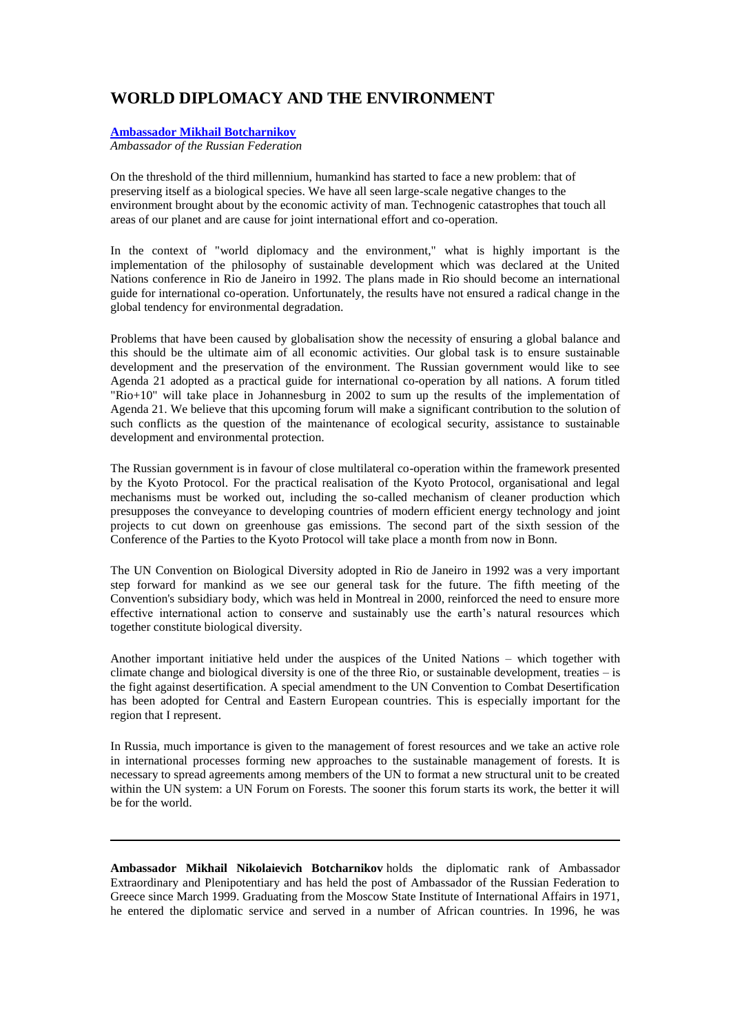# WORLD DIPLOMACY AND THE ENVIRONMENT

**Ambassador Mikhail Botcharnikov**

*Ambassador of the Russian Federation*

On the threshold of the third millennium, humankind has started to face a new problem: that of preserving itself as a biological species. We have all seen large-scale negative changes to the environment brought about by the economic activity of man. Technogenic catastrophes that touch all areas of our planet and are cause for joint international effort and co-operation.

In the context of "world diplomacy and the environment," what is highly important is the implementation of the philosophy of sustainable development which was declared at the United Nations conference in Rio de Janeiro in 1992. The plans made in Rio should become an international guide for international co-operation. Unfortunately, the results have not ensured a radical change in the global tendency for environmental degradation.

Problems that have been caused by globalisation show the necessity of ensuring a global balance and this should be the ultimate aim of all economic activities. Our global task is to ensure sustainable development and the preservation of the environment. The Russian government would like to see Agenda 21 adopted as a practical guide for international co-operation by all nations. A forum titled "Rio+10" will take place in Johannesburg in 2002 to sum up the results of the implementation of Agenda 21. We believe that this upcoming forum will make a significant contribution to the solution of such conflicts as the question of the maintenance of ecological security, assistance to sustainable development and environmental protection.

The Russian government is in favour of close multilateral co-operation within the framework presented by the Kyoto Protocol. For the practical realisation of the Kyoto Protocol, organisational and legal mechanisms must be worked out, including the so-called mechanism of cleaner production which presupposes the conveyance to developing countries of modern efficient energy technology and joint projects to cut down on greenhouse gas emissions. The second part of the sixth session of the Conference of the Parties to the Kyoto Protocol will take place a month from now in Bonn.

The UN Convention on Biological Diversity adopted in Rio de Janeiro in 1992 was a very important step forward for mankind as we see our general task for the future. The fifth meeting of the Convention's subsidiary body, which was held in Montreal in 2000, reinforced the need to ensure more effective international action to conserve and sustainably use the earth's natural resources which together constitute biological diversity.

Another important initiative held under the auspices of the United Nations – which together with climate change and biological diversity is one of the three Rio, or sustainable development, treaties – is the fight against desertification. A special amendment to the UN Convention to Combat Desertification has been adopted for Central and Eastern European countries. This is especially important for the region that I represent.

In Russia, much importance is given to the management of forest resources and we take an active role in international processes forming new approaches to the sustainable management of forests. It is necessary to spread agreements among members of the UN to format a new structural unit to be created within the UN system: a UN Forum on Forests. The sooner this forum starts its work, the better it will be for the world.

---

**Ambassador Mikhail Nikolaievich Botcharnikov** holds the diplomatic rank of Ambassador Extraordinary and Plenipotentiary and has held the post of Ambassador of the Russian Federation to Greece since March 1999. Graduating from the Moscow State Institute of International Affairs in 1971, he entered the diplomatic service and served in a number of African countries. In 1996, he was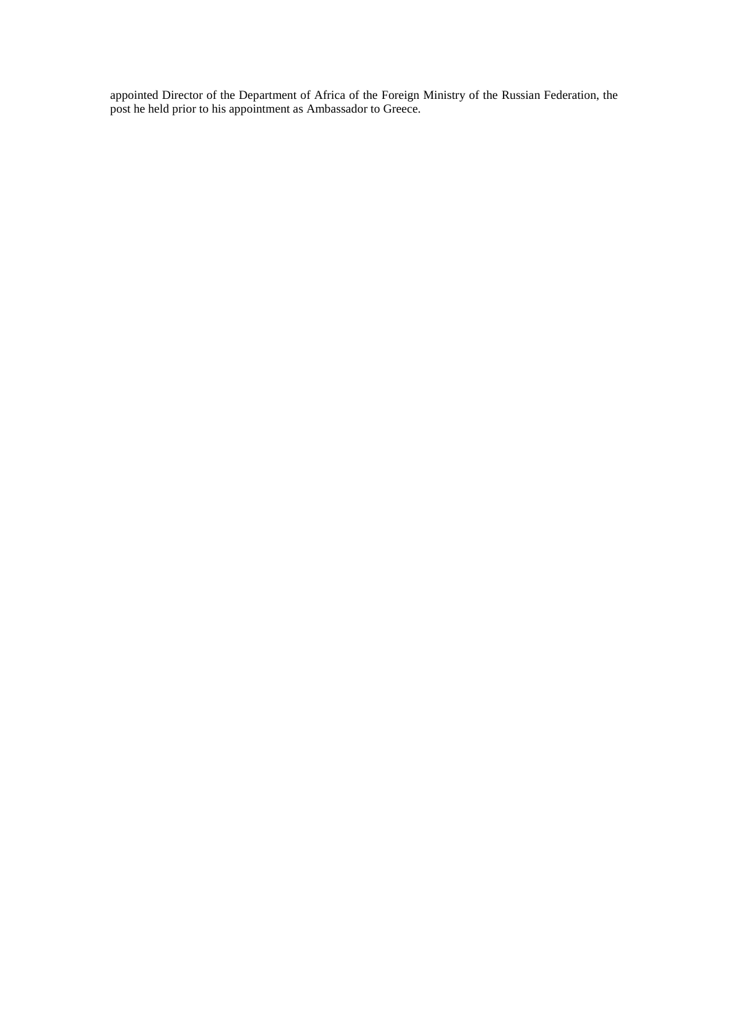appointed Director of the Department of Africa of the Foreign Ministry of the Russian Federation, the post he held prior to his appointment as Ambassador to Greece.